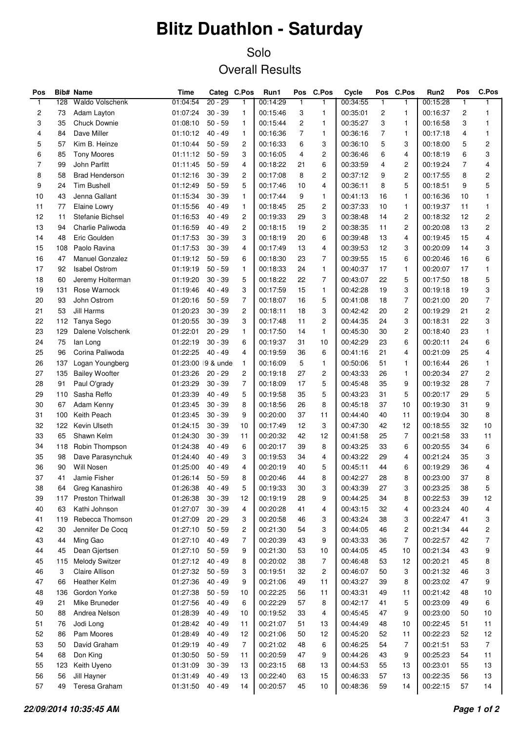# Blitz Duathlon - Saturday

## Solo

## Overall Results

| Pos | Bib# | Name | Time | Categ | C.Pos | Run1 | Pos | C.Pos | Cycle | Pos | C.Pos | Run2 | Pos | C.Pos |
|---|---|---|---|---|---|---|---|---|---|---|---|---|---|---|
| 1 | 128 | Waldo Volschenk | 01:04:54 | 20 - 29 | 1 | 00:14:29 | 1 | 1 | 00:34:55 | 1 | 1 | 00:15:28 | 1 | 1 |
| 2 | 73 | Adam Layton | 01:07:24 | 30 - 39 | 1 | 00:15:46 | 3 | 1 | 00:35:01 | 2 | 1 | 00:16:37 | 2 | 1 |
| 3 | 35 | Chuck Downie | 01:08:10 | 50 - 59 | 1 | 00:15:44 | 2 | 1 | 00:35:27 | 3 | 1 | 00:16:58 | 3 | 1 |
| 4 | 84 | Dave Miller | 01:10:12 | 40 - 49 | 1 | 00:16:36 | 7 | 1 | 00:36:16 | 7 | 1 | 00:17:18 | 4 | 1 |
| 5 | 57 | Kim B. Heinze | 01:10:44 | 50 - 59 | 2 | 00:16:33 | 6 | 3 | 00:36:10 | 5 | 3 | 00:18:00 | 5 | 2 |
| 6 | 85 | Tony Moores | 01:11:12 | 50 - 59 | 3 | 00:16:05 | 4 | 2 | 00:36:46 | 6 | 4 | 00:18:19 | 6 | 3 |
| 7 | 99 | John Parfitt | 01:11:45 | 50 - 59 | 4 | 00:18:22 | 21 | 6 | 00:33:59 | 4 | 2 | 00:19:24 | 7 | 4 |
| 8 | 58 | Brad Henderson | 01:12:16 | 30 - 39 | 2 | 00:17:08 | 8 | 2 | 00:37:12 | 9 | 2 | 00:17:55 | 8 | 2 |
| 9 | 24 | Tim Bushell | 01:12:49 | 50 - 59 | 5 | 00:17:46 | 10 | 4 | 00:36:11 | 8 | 5 | 00:18:51 | 9 | 5 |
| 10 | 43 | Jenna Gallant | 01:15:34 | 30 - 39 | 1 | 00:17:44 | 9 | 1 | 00:41:13 | 16 | 1 | 00:16:36 | 10 | 1 |
| 11 | 77 | Elaine Lowry | 01:15:56 | 40 - 49 | 1 | 00:18:45 | 25 | 2 | 00:37:33 | 10 | 1 | 00:19:37 | 11 | 1 |
| 12 | 11 | Stefanie Bichsel | 01:16:53 | 40 - 49 | 2 | 00:19:33 | 29 | 3 | 00:38:48 | 14 | 2 | 00:18:32 | 12 | 2 |
| 13 | 94 | Charlie Paliwoda | 01:16:59 | 40 - 49 | 2 | 00:18:15 | 19 | 2 | 00:38:35 | 11 | 2 | 00:20:08 | 13 | 2 |
| 14 | 48 | Eric Goulden | 01:17:53 | 30 - 39 | 3 | 00:18:19 | 20 | 6 | 00:39:48 | 13 | 4 | 00:19:45 | 15 | 4 |
| 15 | 108 | Paolo Ravina | 01:17:53 | 30 - 39 | 4 | 00:17:49 | 13 | 4 | 00:39:53 | 12 | 3 | 00:20:09 | 14 | 3 |
| 16 | 47 | Manuel Gonzalez | 01:19:12 | 50 - 59 | 6 | 00:18:30 | 23 | 7 | 00:39:55 | 15 | 6 | 00:20:46 | 16 | 6 |
| 17 | 92 | Isabel Ostrom | 01:19:19 | 50 - 59 | 1 | 00:18:33 | 24 | 1 | 00:40:37 | 17 | 1 | 00:20:07 | 17 | 1 |
| 18 | 60 | Jeremy Holterman | 01:19:20 | 30 - 39 | 5 | 00:18:22 | 22 | 7 | 00:43:07 | 22 | 5 | 00:17:50 | 18 | 5 |
| 19 | 131 | Rose Warnock | 01:19:46 | 40 - 49 | 3 | 00:17:59 | 15 | 1 | 00:42:28 | 19 | 3 | 00:19:18 | 19 | 3 |
| 20 | 93 | John Ostrom | 01:20:16 | 50 - 59 | 7 | 00:18:07 | 16 | 5 | 00:41:08 | 18 | 7 | 00:21:00 | 20 | 7 |
| 21 | 53 | Jill Harms | 01:20:23 | 30 - 39 | 2 | 00:18:11 | 18 | 3 | 00:42:42 | 20 | 2 | 00:19:29 | 21 | 2 |
| 22 | 112 | Tanya Sego | 01:20:55 | 30 - 39 | 3 | 00:17:48 | 11 | 2 | 00:44:35 | 24 | 3 | 00:18:31 | 22 | 3 |
| 23 | 129 | Dalene Volschenk | 01:22:01 | 20 - 29 | 1 | 00:17:50 | 14 | 1 | 00:45:30 | 30 | 2 | 00:18:40 | 23 | 1 |
| 24 | 75 | Ian Long | 01:22:19 | 30 - 39 | 6 | 00:19:37 | 31 | 10 | 00:42:29 | 23 | 6 | 00:20:11 | 24 | 6 |
| 25 | 96 | Corina Paliwoda | 01:22:25 | 40 - 49 | 4 | 00:19:59 | 36 | 6 | 00:41:16 | 21 | 4 | 00:21:09 | 25 | 4 |
| 26 | 137 | Logan Youngberg | 01:23:00 | 19 & unde | 1 | 00:16:09 | 5 | 1 | 00:50:06 | 51 | 1 | 00:16:44 | 26 | 1 |
| 27 | 135 | Bailey Woofter | 01:23:26 | 20 - 29 | 2 | 00:19:18 | 27 | 2 | 00:43:33 | 26 | 1 | 00:20:34 | 27 | 2 |
| 28 | 91 | Paul O'grady | 01:23:29 | 30 - 39 | 7 | 00:18:09 | 17 | 5 | 00:45:48 | 35 | 9 | 00:19:32 | 28 | 7 |
| 29 | 110 | Sasha Reffo | 01:23:39 | 40 - 49 | 5 | 00:19:58 | 35 | 5 | 00:43:23 | 31 | 5 | 00:20:17 | 29 | 5 |
| 30 | 67 | Adam Kenny | 01:23:45 | 30 - 39 | 8 | 00:18:56 | 26 | 8 | 00:45:18 | 37 | 10 | 00:19:30 | 31 | 9 |
| 31 | 100 | Keith Peach | 01:23:45 | 30 - 39 | 9 | 00:20:00 | 37 | 11 | 00:44:40 | 40 | 11 | 00:19:04 | 30 | 8 |
| 32 | 122 | Kevin Ulseth | 01:24:15 | 30 - 39 | 10 | 00:17:49 | 12 | 3 | 00:47:30 | 42 | 12 | 00:18:55 | 32 | 10 |
| 33 | 65 | Shawn Kelm | 01:24:30 | 30 - 39 | 11 | 00:20:32 | 42 | 12 | 00:41:58 | 25 | 7 | 00:21:58 | 33 | 11 |
| 34 | 118 | Robin Thompson | 01:24:38 | 40 - 49 | 6 | 00:20:17 | 39 | 8 | 00:43:25 | 33 | 6 | 00:20:55 | 34 | 6 |
| 35 | 98 | Dave Parasynchuk | 01:24:40 | 40 - 49 | 3 | 00:19:53 | 34 | 4 | 00:43:22 | 29 | 4 | 00:21:24 | 35 | 3 |
| 36 | 90 | Will Nosen | 01:25:00 | 40 - 49 | 4 | 00:20:19 | 40 | 5 | 00:45:11 | 44 | 6 | 00:19:29 | 36 | 4 |
| 37 | 41 | Jamie Fisher | 01:26:14 | 50 - 59 | 8 | 00:20:46 | 44 | 8 | 00:42:27 | 28 | 8 | 00:23:00 | 37 | 8 |
| 38 | 64 | Greg Kanashiro | 01:26:38 | 40 - 49 | 5 | 00:19:33 | 30 | 3 | 00:43:39 | 27 | 3 | 00:23:25 | 38 | 5 |
| 39 | 117 | Preston Thirlwall | 01:26:38 | 30 - 39 | 12 | 00:19:19 | 28 | 9 | 00:44:25 | 34 | 8 | 00:22:53 | 39 | 12 |
| 40 | 63 | Kathi Johnson | 01:27:07 | 30 - 39 | 4 | 00:20:28 | 41 | 4 | 00:43:15 | 32 | 4 | 00:23:24 | 40 | 4 |
| 41 | 119 | Rebecca Thomson | 01:27:09 | 20 - 29 | 3 | 00:20:58 | 46 | 3 | 00:43:24 | 38 | 3 | 00:22:47 | 41 | 3 |
| 42 | 30 | Jennifer De Cocq | 01:27:10 | 50 - 59 | 2 | 00:21:30 | 54 | 3 | 00:44:05 | 46 | 2 | 00:21:34 | 44 | 2 |
| 43 | 44 | Ming Gao | 01:27:10 | 40 - 49 | 7 | 00:20:39 | 43 | 9 | 00:43:33 | 36 | 7 | 00:22:57 | 42 | 7 |
| 44 | 45 | Dean Gjertsen | 01:27:10 | 50 - 59 | 9 | 00:21:30 | 53 | 10 | 00:44:05 | 45 | 10 | 00:21:34 | 43 | 9 |
| 45 | 115 | Melody Switzer | 01:27:12 | 40 - 49 | 8 | 00:20:02 | 38 | 7 | 00:46:48 | 53 | 12 | 00:20:21 | 45 | 8 |
| 46 | 3 | Claire Allison | 01:27:32 | 50 - 59 | 3 | 00:19:51 | 32 | 2 | 00:46:07 | 50 | 3 | 00:21:32 | 46 | 3 |
| 47 | 66 | Heather Kelm | 01:27:36 | 40 - 49 | 9 | 00:21:06 | 49 | 11 | 00:43:27 | 39 | 8 | 00:23:02 | 47 | 9 |
| 48 | 136 | Gordon Yorke | 01:27:38 | 50 - 59 | 10 | 00:22:25 | 56 | 11 | 00:43:31 | 49 | 11 | 00:21:42 | 48 | 10 |
| 49 | 21 | Mike Bruneder | 01:27:56 | 40 - 49 | 6 | 00:22:29 | 57 | 8 | 00:42:17 | 41 | 5 | 00:23:09 | 49 | 6 |
| 50 | 88 | Andrea Nelson | 01:28:39 | 40 - 49 | 10 | 00:19:52 | 33 | 4 | 00:45:45 | 47 | 9 | 00:23:00 | 50 | 10 |
| 51 | 76 | Jodi Long | 01:28:42 | 40 - 49 | 11 | 00:21:07 | 51 | 13 | 00:44:49 | 48 | 10 | 00:22:45 | 51 | 11 |
| 52 | 86 | Pam Moores | 01:28:49 | 40 - 49 | 12 | 00:21:06 | 50 | 12 | 00:45:20 | 52 | 11 | 00:22:23 | 52 | 12 |
| 53 | 50 | David Graham | 01:29:19 | 40 - 49 | 7 | 00:21:02 | 48 | 6 | 00:46:25 | 54 | 7 | 00:21:51 | 53 | 7 |
| 54 | 68 | Don King | 01:30:50 | 50 - 59 | 11 | 00:20:59 | 47 | 9 | 00:44:26 | 43 | 9 | 00:25:23 | 54 | 11 |
| 55 | 123 | Keith Uyeno | 01:31:09 | 30 - 39 | 13 | 00:23:15 | 68 | 13 | 00:44:53 | 55 | 13 | 00:23:01 | 55 | 13 |
| 56 | 56 | Jill Hayner | 01:31:49 | 40 - 49 | 13 | 00:22:40 | 63 | 15 | 00:46:33 | 57 | 13 | 00:22:35 | 56 | 13 |
| 57 | 49 | Teresa Graham | 01:31:50 | 40 - 49 | 14 | 00:20:57 | 45 | 10 | 00:48:36 | 59 | 14 | 00:22:15 | 57 | 14 |

***22/09/2014 10:35:45 AM***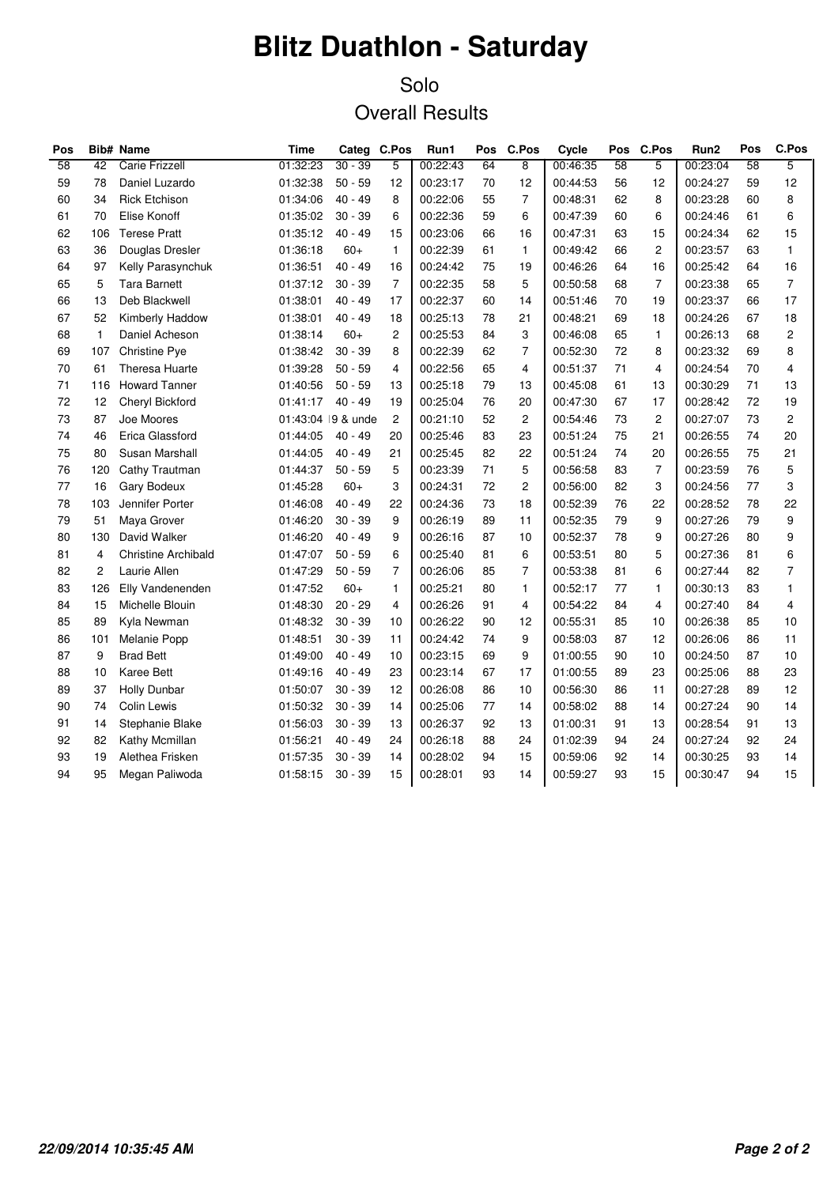# Blitz Duathlon - Saturday

## Solo

## Overall Results

| Pos | Bib# | Name | Time | Categ | C.Pos | Run1 | Pos | C.Pos | Cycle | Pos | C.Pos | Run2 | Pos | C.Pos |
|---|---|---|---|---|---|---|---|---|---|---|---|---|---|---|
| 58 | 42 | Carie Frizzell | 01:32:23 | 30 - 39 | 5 | 00:22:43 | 64 | 8 | 00:46:35 | 58 | 5 | 00:23:04 | 58 | 5 |
| 59 | 78 | Daniel Luzardo | 01:32:38 | 50 - 59 | 12 | 00:23:17 | 70 | 12 | 00:44:53 | 56 | 12 | 00:24:27 | 59 | 12 |
| 60 | 34 | Rick Etchison | 01:34:06 | 40 - 49 | 8 | 00:22:06 | 55 | 7 | 00:48:31 | 62 | 8 | 00:23:28 | 60 | 8 |
| 61 | 70 | Elise Konoff | 01:35:02 | 30 - 39 | 6 | 00:22:36 | 59 | 6 | 00:47:39 | 60 | 6 | 00:24:46 | 61 | 6 |
| 62 | 106 | Terese Pratt | 01:35:12 | 40 - 49 | 15 | 00:23:06 | 66 | 16 | 00:47:31 | 63 | 15 | 00:24:34 | 62 | 15 |
| 63 | 36 | Douglas Dresler | 01:36:18 | 60+ | 1 | 00:22:39 | 61 | 1 | 00:49:42 | 66 | 2 | 00:23:57 | 63 | 1 |
| 64 | 97 | Kelly Parasynchuk | 01:36:51 | 40 - 49 | 16 | 00:24:42 | 75 | 19 | 00:46:26 | 64 | 16 | 00:25:42 | 64 | 16 |
| 65 | 5 | Tara Barnett | 01:37:12 | 30 - 39 | 7 | 00:22:35 | 58 | 5 | 00:50:58 | 68 | 7 | 00:23:38 | 65 | 7 |
| 66 | 13 | Deb Blackwell | 01:38:01 | 40 - 49 | 17 | 00:22:37 | 60 | 14 | 00:51:46 | 70 | 19 | 00:23:37 | 66 | 17 |
| 67 | 52 | Kimberly Haddow | 01:38:01 | 40 - 49 | 18 | 00:25:13 | 78 | 21 | 00:48:21 | 69 | 18 | 00:24:26 | 67 | 18 |
| 68 | 1 | Daniel Acheson | 01:38:14 | 60+ | 2 | 00:25:53 | 84 | 3 | 00:46:08 | 65 | 1 | 00:26:13 | 68 | 2 |
| 69 | 107 | Christine Pye | 01:38:42 | 30 - 39 | 8 | 00:22:39 | 62 | 7 | 00:52:30 | 72 | 8 | 00:23:32 | 69 | 8 |
| 70 | 61 | Theresa Huarte | 01:39:28 | 50 - 59 | 4 | 00:22:56 | 65 | 4 | 00:51:37 | 71 | 4 | 00:24:54 | 70 | 4 |
| 71 | 116 | Howard Tanner | 01:40:56 | 50 - 59 | 13 | 00:25:18 | 79 | 13 | 00:45:08 | 61 | 13 | 00:30:29 | 71 | 13 |
| 72 | 12 | Cheryl Bickford | 01:41:17 | 40 - 49 | 19 | 00:25:04 | 76 | 20 | 00:47:30 | 67 | 17 | 00:28:42 | 72 | 19 |
| 73 | 87 | Joe Moores | 01:43:04 | 19 & unde | 2 | 00:21:10 | 52 | 2 | 00:54:46 | 73 | 2 | 00:27:07 | 73 | 2 |
| 74 | 46 | Erica Glassford | 01:44:05 | 40 - 49 | 20 | 00:25:46 | 83 | 23 | 00:51:24 | 75 | 21 | 00:26:55 | 74 | 20 |
| 75 | 80 | Susan Marshall | 01:44:05 | 40 - 49 | 21 | 00:25:45 | 82 | 22 | 00:51:24 | 74 | 20 | 00:26:55 | 75 | 21 |
| 76 | 120 | Cathy Trautman | 01:44:37 | 50 - 59 | 5 | 00:23:39 | 71 | 5 | 00:56:58 | 83 | 7 | 00:23:59 | 76 | 5 |
| 77 | 16 | Gary Bodeux | 01:45:28 | 60+ | 3 | 00:24:31 | 72 | 2 | 00:56:00 | 82 | 3 | 00:24:56 | 77 | 3 |
| 78 | 103 | Jennifer Porter | 01:46:08 | 40 - 49 | 22 | 00:24:36 | 73 | 18 | 00:52:39 | 76 | 22 | 00:28:52 | 78 | 22 |
| 79 | 51 | Maya Grover | 01:46:20 | 30 - 39 | 9 | 00:26:19 | 89 | 11 | 00:52:35 | 79 | 9 | 00:27:26 | 79 | 9 |
| 80 | 130 | David Walker | 01:46:20 | 40 - 49 | 9 | 00:26:16 | 87 | 10 | 00:52:37 | 78 | 9 | 00:27:26 | 80 | 9 |
| 81 | 4 | Christine Archibald | 01:47:07 | 50 - 59 | 6 | 00:25:40 | 81 | 6 | 00:53:51 | 80 | 5 | 00:27:36 | 81 | 6 |
| 82 | 2 | Laurie Allen | 01:47:29 | 50 - 59 | 7 | 00:26:06 | 85 | 7 | 00:53:38 | 81 | 6 | 00:27:44 | 82 | 7 |
| 83 | 126 | Elly Vandenenden | 01:47:52 | 60+ | 1 | 00:25:21 | 80 | 1 | 00:52:17 | 77 | 1 | 00:30:13 | 83 | 1 |
| 84 | 15 | Michelle Blouin | 01:48:30 | 20 - 29 | 4 | 00:26:26 | 91 | 4 | 00:54:22 | 84 | 4 | 00:27:40 | 84 | 4 |
| 85 | 89 | Kyla Newman | 01:48:32 | 30 - 39 | 10 | 00:26:22 | 90 | 12 | 00:55:31 | 85 | 10 | 00:26:38 | 85 | 10 |
| 86 | 101 | Melanie Popp | 01:48:51 | 30 - 39 | 11 | 00:24:42 | 74 | 9 | 00:58:03 | 87 | 12 | 00:26:06 | 86 | 11 |
| 87 | 9 | Brad Bett | 01:49:00 | 40 - 49 | 10 | 00:23:15 | 69 | 9 | 01:00:55 | 90 | 10 | 00:24:50 | 87 | 10 |
| 88 | 10 | Karee Bett | 01:49:16 | 40 - 49 | 23 | 00:23:14 | 67 | 17 | 01:00:55 | 89 | 23 | 00:25:06 | 88 | 23 |
| 89 | 37 | Holly Dunbar | 01:50:07 | 30 - 39 | 12 | 00:26:08 | 86 | 10 | 00:56:30 | 86 | 11 | 00:27:28 | 89 | 12 |
| 90 | 74 | Colin Lewis | 01:50:32 | 30 - 39 | 14 | 00:25:06 | 77 | 14 | 00:58:02 | 88 | 14 | 00:27:24 | 90 | 14 |
| 91 | 14 | Stephanie Blake | 01:56:03 | 30 - 39 | 13 | 00:26:37 | 92 | 13 | 01:00:31 | 91 | 13 | 00:28:54 | 91 | 13 |
| 92 | 82 | Kathy Mcmillan | 01:56:21 | 40 - 49 | 24 | 00:26:18 | 88 | 24 | 01:02:39 | 94 | 24 | 00:27:24 | 92 | 24 |
| 93 | 19 | Alethea Frisken | 01:57:35 | 30 - 39 | 14 | 00:28:02 | 94 | 15 | 00:59:06 | 92 | 14 | 00:30:25 | 93 | 14 |
| 94 | 95 | Megan Paliwoda | 01:58:15 | 30 - 39 | 15 | 00:28:01 | 93 | 14 | 00:59:27 | 93 | 15 | 00:30:47 | 94 | 15 |

22/09/2014 10:35:45 AM